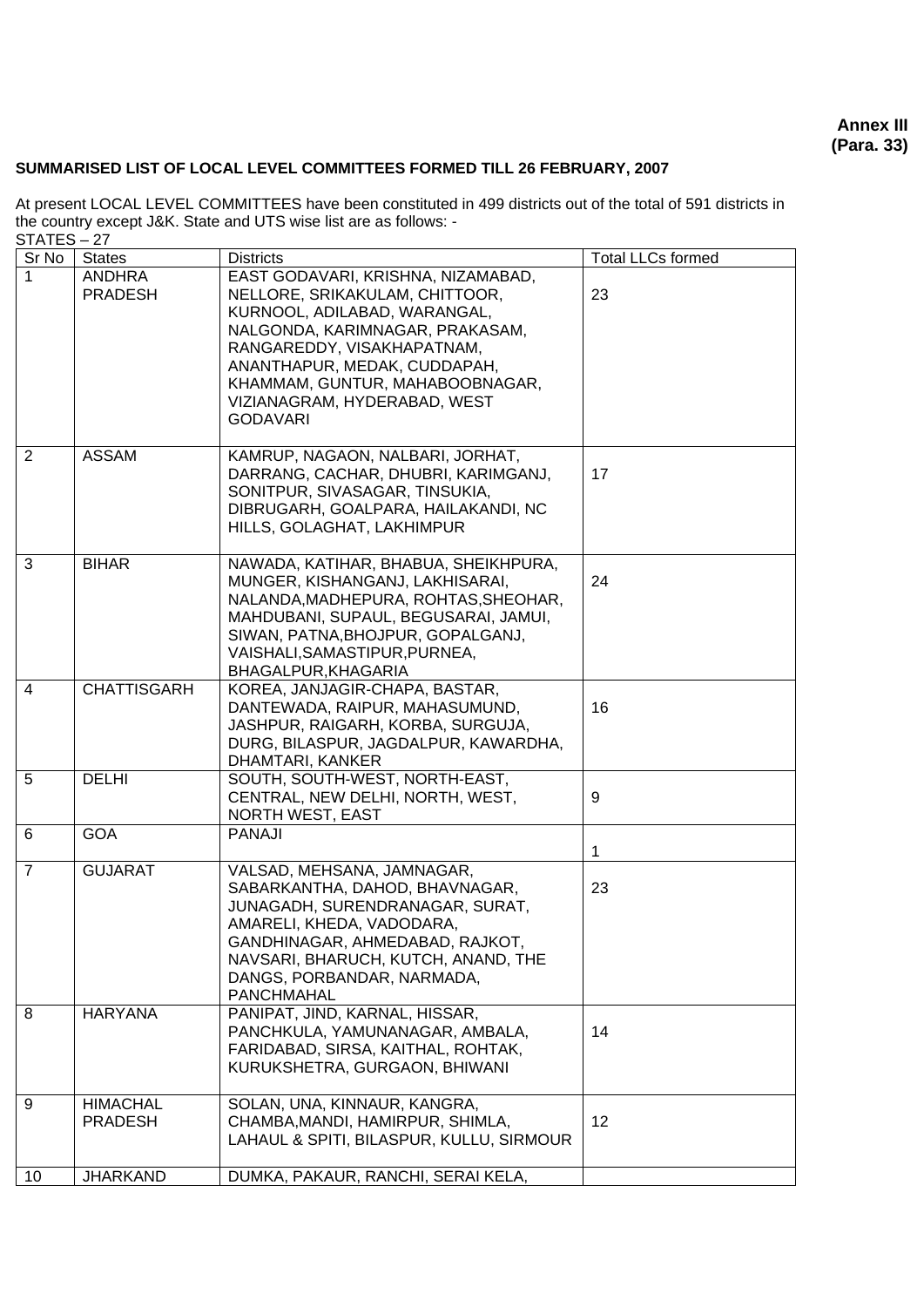**Annex III**
**(Para. 33)**

**SUMMARISED LIST OF LOCAL LEVEL COMMITTEES FORMED TILL 26 FEBRUARY, 2007**

At present LOCAL LEVEL COMMITTEES have been constituted in 499 districts out of the total of 591 districts in the country except J&K. State and UTS wise list are as follows: -

STATES – 27

| Sr No | States | Districts | Total LLCs formed |
|---|---|---|---|
| 1 | ANDHRA PRADESH | EAST GODAVARI, KRISHNA, NIZAMABAD, NELLORE, SRIKAKULAM, CHITTOOR, KURNOOL, ADILABAD, WARANGAL, NALGONDA, KARIMNAGAR, PRAKASAM, RANGAREDDY, VISAKHAPATNAM, ANANTHAPUR, MEDAK, CUDDAPAH, KHAMMAM, GUNTUR, MAHABOOBNAGAR, VIZIANAGRAM, HYDERABAD, WEST GODAVARI | 23 |
| 2 | ASSAM | KAMRUP, NAGAON, NALBARI, JORHAT, DARRANG, CACHAR, DHUBRI, KARIMGANJ, SONITPUR, SIVASAGAR, TINSUKIA, DIBRUGARH, GOALPARA, HAILAKANDI, NC HILLS, GOLAGHAT, LAKHIMPUR | 17 |
| 3 | BIHAR | NAWADA, KATIHAR, BHABUA, SHEIKHPURA, MUNGER, KISHANGANJ, LAKHISARAI, NALANDA,MADHEPURA, ROHTAS,SHEOHAR, MAHDUBANI, SUPAUL, BEGUSARAI, JAMUI, SIWAN, PATNA,BHOJPUR, GOPALGANJ, VAISHALI,SAMASTIPUR,PURNEA, BHAGALPUR,KHAGARIA | 24 |
| 4 | CHATTISGARH | KOREA, JANJAGIR-CHAPA, BASTAR, DANTEWADA, RAIPUR, MAHASUMUND, JASHPUR, RAIGARH, KORBA, SURGUJA, DURG, BILASPUR, JAGDALPUR, KAWARDHA, DHAMTARI, KANKER | 16 |
| 5 | DELHI | SOUTH, SOUTH-WEST, NORTH-EAST, CENTRAL, NEW DELHI, NORTH, WEST, NORTH WEST, EAST | 9 |
| 6 | GOA | PANAJI | 1 |
| 7 | GUJARAT | VALSAD, MEHSANA, JAMNAGAR, SABARKANTHA, DAHOD, BHAVNAGAR, JUNAGADH, SURENDRANAGAR, SURAT, AMARELI, KHEDA, VADODARA, GANDHINAGAR, AHMEDABAD, RAJKOT, NAVSARI, BHARUCH, KUTCH, ANAND, THE DANGS, PORBANDAR, NARMADA, PANCHMAHAL | 23 |
| 8 | HARYANA | PANIPAT, JIND, KARNAL, HISSAR, PANCHKULA, YAMUNANAGAR, AMBALA, FARIDABAD, SIRSA, KAITHAL, ROHTAK, KURUKSHETRA, GURGAON, BHIWANI | 14 |
| 9 | HIMACHAL PRADESH | SOLAN, UNA, KINNAUR, KANGRA, CHAMBA,MANDI, HAMIRPUR, SHIMLA, LAHAUL & SPITI, BILASPUR, KULLU, SIRMOUR | 12 |
| 10 | JHARKAND | DUMKA, PAKAUR, RANCHI, SERAI KELA, | |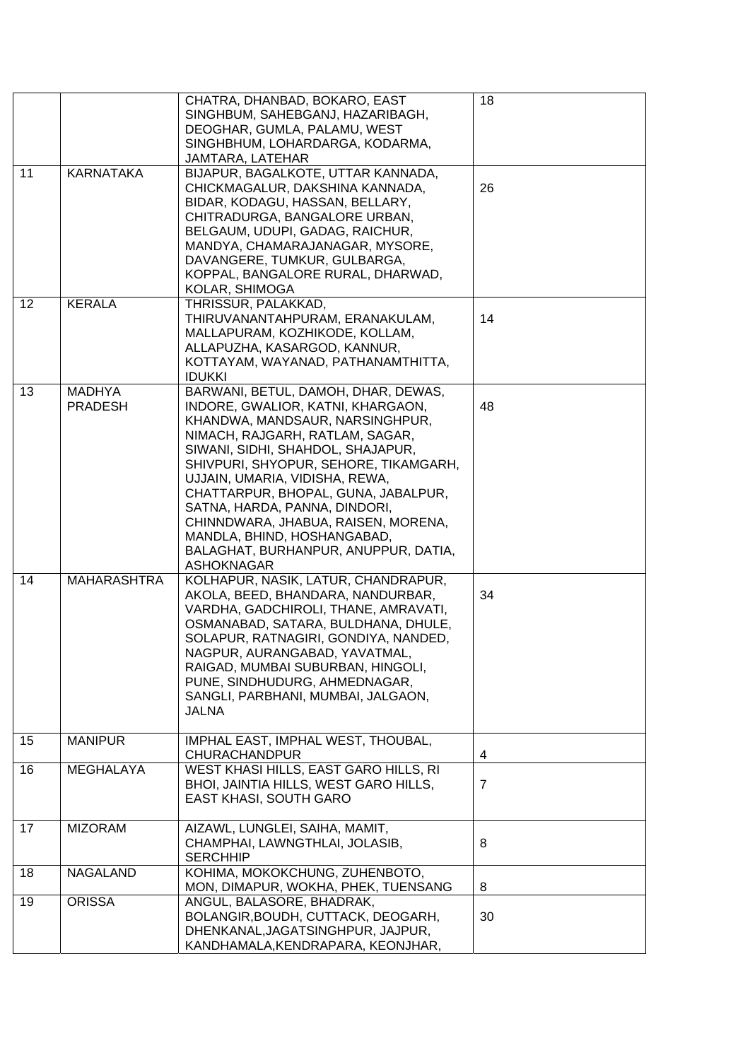| | | | |
|---|---|---|---|
| | | CHATRA, DHANBAD, BOKARO, EAST SINGHBUM, SAHEBGANJ, HAZARIBAGH, DEOGHAR, GUMLA, PALAMU, WEST SINGHBHUM, LOHARDARGA, KODARMA, JAMTARA, LATEHAR | 18 |
| 11 | KARNATAKA | BIJAPUR, BAGALKOTE, UTTAR KANNADA, CHICKMAGALUR, DAKSHINA KANNADA, BIDAR, KODAGU, HASSAN, BELLARY, CHITRADURGA, BANGALORE URBAN, BELGAUM, UDUPI, GADAG, RAICHUR, MANDYA, CHAMARAJANAGAR, MYSORE, DAVANGERE, TUMKUR, GULBARGA, KOPPAL, BANGALORE RURAL, DHARWAD, KOLAR, SHIMOGA | 26 |
| 12 | KERALA | THRISSUR, PALAKKAD, THIRUVANANTAHPURAM, ERANAKULAM, MALLAPURAM, KOZHIKODE, KOLLAM, ALLAPUZHA, KASARGOD, KANNUR, KOTTAYAM, WAYANAD, PATHANAMTHITTA, IDUKKI | 14 |
| 13 | MADHYA PRADESH | BARWANI, BETUL, DAMOH, DHAR, DEWAS, INDORE, GWALIOR, KATNI, KHARGAON, KHANDWA, MANDSAUR, NARSINGHPUR, NIMACH, RAJGARH, RATLAM, SAGAR, SIWANI, SIDHI, SHAHDOL, SHAJAPUR, SHIVPURI, SHYOPUR, SEHORE, TIKAMGARH, UJJAIN, UMARIA, VIDISHA, REWA, CHATTARPUR, BHOPAL, GUNA, JABALPUR, SATNA, HARDA, PANNA, DINDORI, CHINNDWARA, JHABUA, RAISEN, MORENA, MANDLA, BHIND, HOSHANGABAD, BALAGHAT, BURHANPUR, ANUPPUR, DATIA, ASHOKNAGAR | 48 |
| 14 | MAHARASHTRA | KOLHAPUR, NASIK, LATUR, CHANDRAPUR, AKOLA, BEED, BHANDARA, NANDURBAR, VARDHA, GADCHIROLI, THANE, AMRAVATI, OSMANABAD, SATARA, BULDHANA, DHULE, SOLAPUR, RATNAGIRI, GONDIYA, NANDED, NAGPUR, AURANGABAD, YAVATMAL, RAIGAD, MUMBAI SUBURBAN, HINGOLI, PUNE, SINDHUDURG, AHMEDNAGAR, SANGLI, PARBHANI, MUMBAI, JALGAON, JALNA | 34 |
| 15 | MANIPUR | IMPHAL EAST, IMPHAL WEST, THOUBAL, CHURACHANDPUR | 4 |
| 16 | MEGHALAYA | WEST KHASI HILLS, EAST GARO HILLS, RI BHOI, JAINTIA HILLS, WEST GARO HILLS, EAST KHASI, SOUTH GARO | 7 |
| 17 | MIZORAM | AIZAWL, LUNGLEI, SAIHA, MAMIT, CHAMPHAI, LAWNGTHLAI, JOLASIB, SERCHHIP | 8 |
| 18 | NAGALAND | KOHIMA, MOKOKCHUNG, ZUHENBOTO, MON, DIMAPUR, WOKHA, PHEK, TUENSANG | 8 |
| 19 | ORISSA | ANGUL, BALASORE, BHADRAK, BOLANGIR,BOUDH, CUTTACK, DEOGARH, DHENKANAL,JAGATSINGHPUR, JAJPUR, KANDHAMALA,KENDRAPARA, KEONJHAR, | 30 |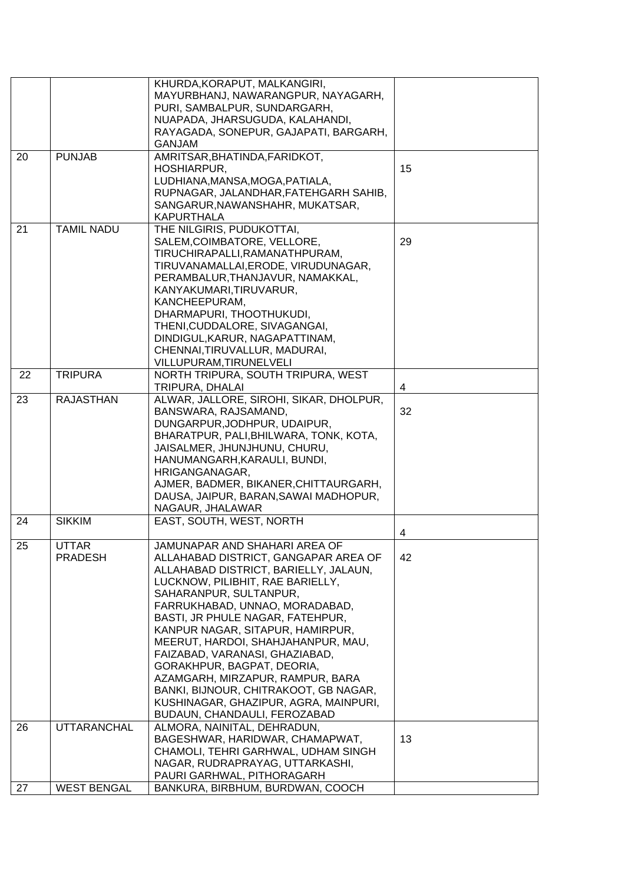|  |  |  |  |
|---|---|---|---|
|  |  | KHURDA,KORAPUT, MALKANGIRI, MAYURBHANJ, NAWARANGPUR, NAYAGARH, PURI, SAMBALPUR, SUNDARGARH, NUAPADA, JHARSUGUDA, KALAHANDI, RAYAGADA, SONEPUR, GAJAPATI, BARGARH, GANJAM |  |
| 20 | PUNJAB | AMRITSAR,BHATINDA,FARIDKOT, HOSHIARPUR, LUDHIANA,MANSA,MOGA,PATIALA, RUPNAGAR, JALANDHAR,FATEHGARH SAHIB, SANGARUR,NAWANSHAHR, MUKATSAR, KAPURTHALA | 15 |
| 21 | TAMIL NADU | THE NILGIRIS, PUDUKOTTAI, SALEM,COIMBATORE, VELLORE, TIRUCHIRAPALLI,RAMANATHPURAM, TIRUVANAMALLAI,ERODE, VIRUDUNAGAR, PERAMBALUR,THANJAVUR, NAMAKKAL, KANYAKUMARI,TIRUVARUR, KANCHEEPURAM, DHARMAPURI, THOOTHUKUDI, THENI,CUDDALORE, SIVAGANGAI, DINDIGUL,KARUR, NAGAPATTINAM, CHENNAI,TIRUVALLUR, MADURAI, VILLUPURAM,TIRUNELVELI | 29 |
| 22 | TRIPURA | NORTH TRIPURA, SOUTH TRIPURA, WEST TRIPURA, DHALAI | 4 |
| 23 | RAJASTHAN | ALWAR, JALLORE, SIROHI, SIKAR, DHOLPUR, BANSWARA, RAJSAMAND, DUNGARPUR,JODHPUR, UDAIPUR, BHARATPUR, PALI,BHILWARA, TONK, KOTA, JAISALMER, JHUNJHUNU, CHURU, HANUMANGARH,KARAULI, BUNDI, HRIGANGANAGAR, AJMER, BADMER, BIKANER,CHITTAURGARH, DAUSA, JAIPUR, BARAN,SAWAI MADHOPUR, NAGAUR, JHALAWAR | 32 |
| 24 | SIKKIM | EAST, SOUTH, WEST, NORTH | 4 |
| 25 | UTTAR PRADESH | JAMUNAPAR AND SHAHARI AREA OF ALLAHABAD DISTRICT, GANGAPAR AREA OF ALLAHABAD DISTRICT, BARIELLY, JALAUN, LUCKNOW, PILIBHIT, RAE BARIELLY, SAHARANPUR, SULTANPUR, FARRUKHABAD, UNNAO, MORADABAD, BASTI, JR PHULE NAGAR, FATEHPUR, KANPUR NAGAR, SITAPUR, HAMIRPUR, MEERUT, HARDOI, SHAHJAHANPUR, MAU, FAIZABAD, VARANASI, GHAZIABAD, GORAKHPUR, BAGPAT, DEORIA, AZAMGARH, MIRZAPUR, RAMPUR, BARA BANKI, BIJNOUR, CHITRAKOOT, GB NAGAR, KUSHINAGAR, GHAZIPUR, AGRA, MAINPURI, BUDAUN, CHANDAULI, FEROZABAD | 42 |
| 26 | UTTARANCHAL | ALMORA, NAINITAL, DEHRADUN, BAGESHWAR, HARIDWAR, CHAMAPWAT, CHAMOLI, TEHRI GARHWAL, UDHAM SINGH NAGAR, RUDRAPRAYAG, UTTARKASHI, PAURI GARHWAL, PITHORAGARH | 13 |
| 27 | WEST BENGAL | BANKURA, BIRBHUM, BURDWAN, COOCH |  |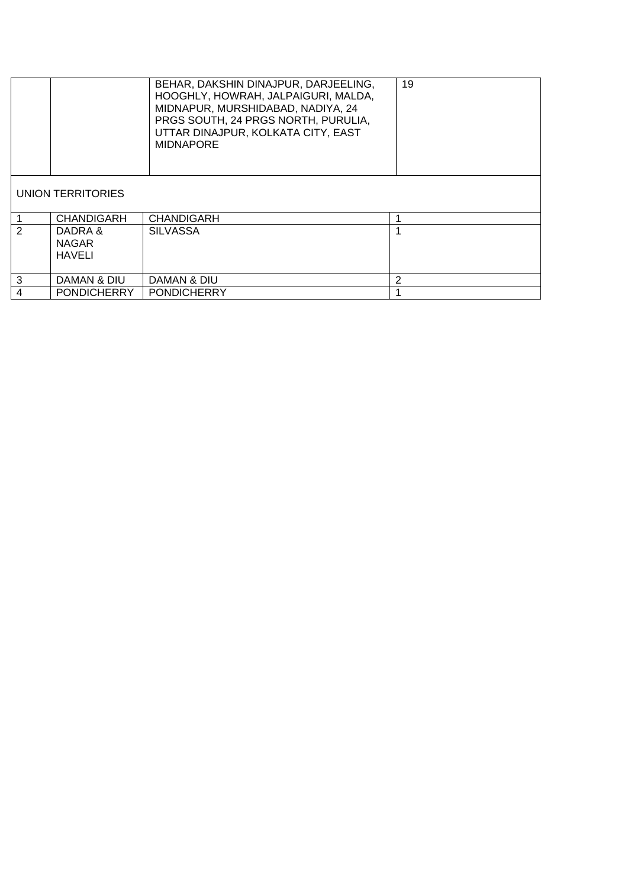| | | | |
|---|---|---|---|
| | | BEHAR, DAKSHIN DINAJPUR, DARJEELING, HOOGHLY, HOWRAH, JALPAIGURI, MALDA, MIDNAPUR, MURSHIDABAD, NADIYA, 24 PRGS SOUTH, 24 PRGS NORTH, PURULIA, UTTAR DINAJPUR, KOLKATA CITY, EAST MIDNAPORE | 19 |
| UNION TERRITORIES | | | |
| 1 | CHANDIGARH | CHANDIGARH | 1 |
| 2 | DADRA & NAGAR HAVELI | SILVASSA | 1 |
| 3 | DAMAN & DIU | DAMAN & DIU | 2 |
| 4 | PONDICHERRY | PONDICHERRY | 1 |